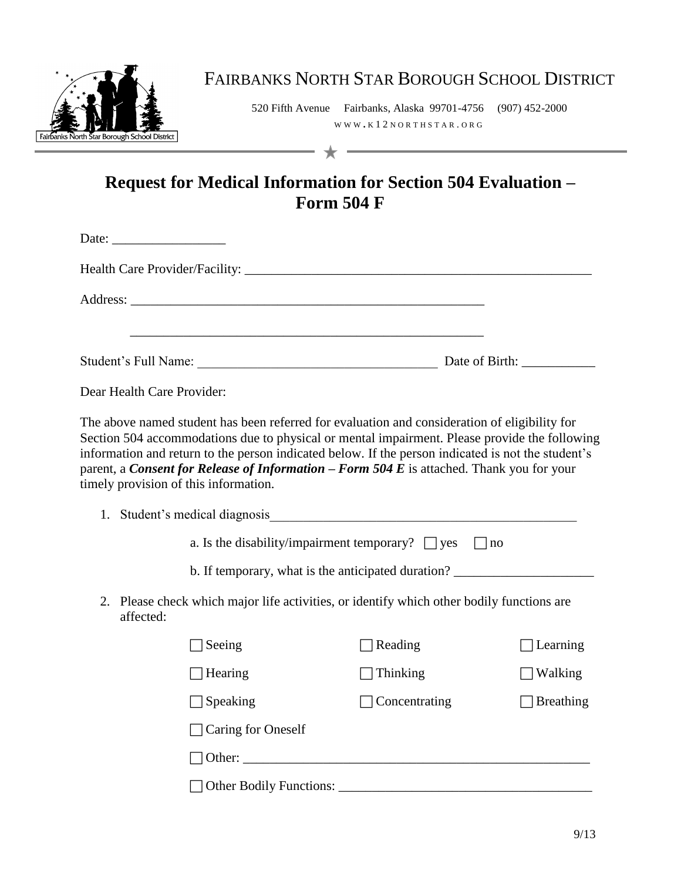FAIRBANKS NORTH STAR BOROUGH SCHOOL DISTRICT

520 Fifth Avenue  Fairbanks, Alaska 99701-4756  (907) 452-2000

WWW.K12NORTHSTAR.ORG

# Request for Medical Information for Section 504 Evaluation – Form 504 F

Date: _________________

Health Care Provider/Facility: ______________________________________________________

Address: _______________________________________________________

_______________________________________________________

Student's Full Name: _____________________________________ Date of Birth: ___________

Dear Health Care Provider:

The above named student has been referred for evaluation and consideration of eligibility for Section 504 accommodations due to physical or mental impairment. Please provide the following information and return to the person indicated below. If the person indicated is not the student's parent, a ***Consent for Release of Information – Form 504 E*** is attached. Thank you for your timely provision of this information.

1. Student's medical diagnosis_______________________________________________

   a. Is the disability/impairment temporary? ☐ yes ☐ no

   b. If temporary, what is the anticipated duration? _____________________

2. Please check which major life activities, or identify which other bodily functions are affected:

   ☐ Seeing ☐ Reading ☐ Learning

   ☐ Hearing ☐ Thinking ☐ Walking

   ☐ Speaking ☐ Concentrating ☐ Breathing

   ☐ Caring for Oneself

   ☐ Other: ______________________________________________________

   ☐ Other Bodily Functions: _______________________________________

9/13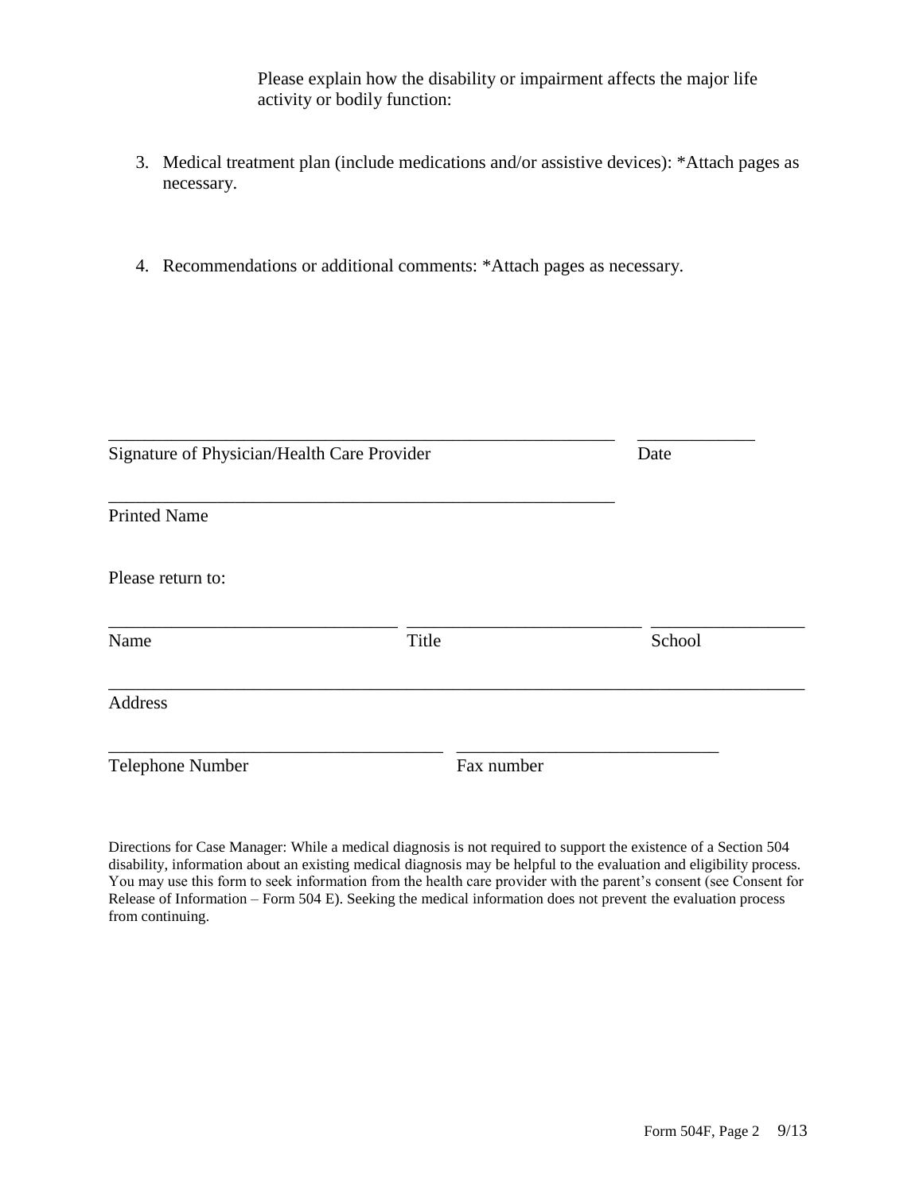Please explain how the disability or impairment affects the major life activity or bodily function:

3. Medical treatment plan (include medications and/or assistive devices): *Attach pages as necessary.

4. Recommendations or additional comments: *Attach pages as necessary.

\_\_\_\_\_\_\_\_\_\_\_\_\_\_\_\_\_\_\_\_\_\_\_\_\_\_\_\_\_\_\_\_\_\_\_\_\_\_\_\_\_\_\_\_\_\_\_\_\_\_ \_\_\_\_\_\_\_\_\_\_\_\_
Signature of Physician/Health Care Provider Date

\_\_\_\_\_\_\_\_\_\_\_\_\_\_\_\_\_\_\_\_\_\_\_\_\_\_\_\_\_\_\_\_\_\_\_\_\_\_\_\_\_\_\_\_\_\_\_\_\_\_
Printed Name

Please return to:

\_\_\_\_\_\_\_\_\_\_\_\_\_\_\_\_\_\_\_\_\_\_\_\_\_\_ \_\_\_\_\_\_\_\_\_\_\_\_\_\_\_\_\_\_\_\_\_\_\_\_ \_\_\_\_\_\_\_\_\_\_\_\_\_\_
Name Title School

\_\_\_\_\_\_\_\_\_\_\_\_\_\_\_\_\_\_\_\_\_\_\_\_\_\_\_\_\_\_\_\_\_\_\_\_\_\_\_\_\_\_\_\_\_\_\_\_\_\_\_\_\_\_\_\_\_\_\_\_\_\_\_\_
Address

\_\_\_\_\_\_\_\_\_\_\_\_\_\_\_\_\_\_\_\_\_\_\_\_\_\_\_\_\_\_\_\_ \_\_\_\_\_\_\_\_\_\_\_\_\_\_\_\_\_\_\_\_\_\_\_\_\_\_
Telephone Number Fax number

Directions for Case Manager: While a medical diagnosis is not required to support the existence of a Section 504 disability, information about an existing medical diagnosis may be helpful to the evaluation and eligibility process. You may use this form to seek information from the health care provider with the parent's consent (see Consent for Release of Information – Form 504 E). Seeking the medical information does not prevent the evaluation process from continuing.

Form 504F, Page 2 9/13